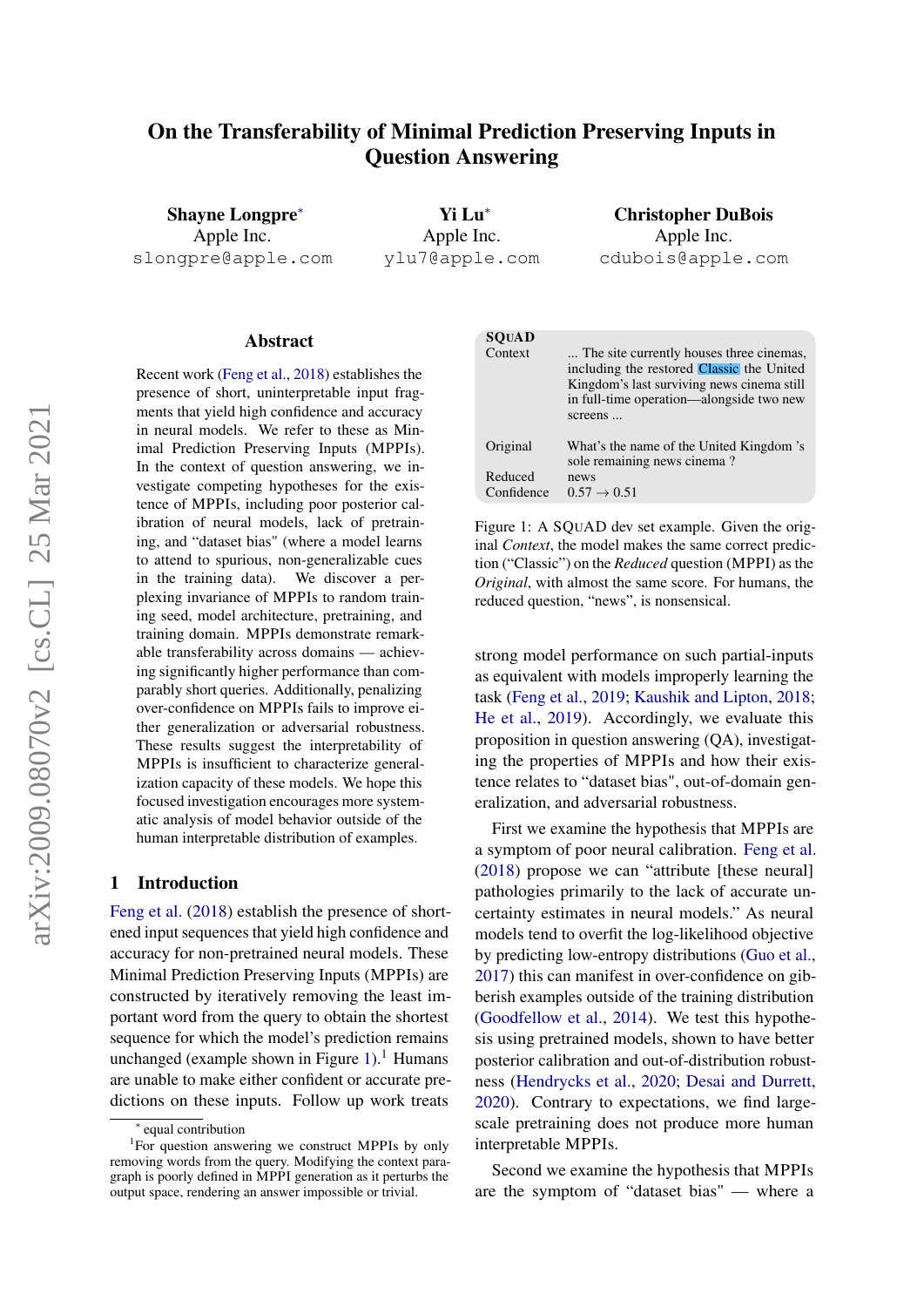# On the Transferability of Minimal Prediction Preserving Inputs in Question Answering

**Shayne Longpre**\*
Apple Inc.
slongpre@apple.com

**Yi Lu**\*
Apple Inc.
ylu7@apple.com

**Christopher DuBois**
Apple Inc.
cdubois@apple.com

arXiv:2009.08070v2 [cs.CL] 25 Mar 2021

## Abstract

Recent work (Feng et al., 2018) establishes the presence of short, uninterpretable input fragments that yield high confidence and accuracy in neural models. We refer to these as Minimal Prediction Preserving Inputs (MPPIs). In the context of question answering, we investigate competing hypotheses for the existence of MPPIs, including poor posterior calibration of neural models, lack of pretraining, and "dataset bias" (where a model learns to attend to spurious, non-generalizable cues in the training data). We discover a perplexing invariance of MPPIs to random training seed, model architecture, pretraining, and training domain. MPPIs demonstrate remarkable transferability across domains — achieving significantly higher performance than comparably short queries. Additionally, penalizing over-confidence on MPPIs fails to improve either generalization or adversarial robustness. These results suggest the interpretability of MPPIs is insufficient to characterize generalization capacity of these models. We hope this focused investigation encourages more systematic analysis of model behavior outside of the human interpretable distribution of examples.

## 1 Introduction

Feng et al. (2018) establish the presence of shortened input sequences that yield high confidence and accuracy for non-pretrained neural models. These Minimal Prediction Preserving Inputs (MPPIs) are constructed by iteratively removing the least important word from the query to obtain the shortest sequence for which the model's prediction remains unchanged (example shown in Figure 1).[1] Humans are unable to make either confident or accurate predictions on these inputs. Follow up work treats

| | |
|---|---|
| **SQuAD** | |
| Context | ... The site currently houses three cinemas, including the restored Classic the United Kingdom's last surviving news cinema still in full-time operation—alongside two new screens ... |
| Original | What's the name of the United Kingdom 's sole remaining news cinema ? |
| Reduced | news |
| Confidence | 0.57 → 0.51 |

Figure 1: A SQuAD dev set example. Given the original *Context*, the model makes the same correct prediction ("Classic") on the *Reduced* question (MPPI) as the *Original*, with almost the same score. For humans, the reduced question, "news", is nonsensical.

strong model performance on such partial-inputs as equivalent with models improperly learning the task (Feng et al., 2019; Kaushik and Lipton, 2018; He et al., 2019). Accordingly, we evaluate this proposition in question answering (QA), investigating the properties of MPPIs and how their existence relates to "dataset bias", out-of-domain generalization, and adversarial robustness.

First we examine the hypothesis that MPPIs are a symptom of poor neural calibration. Feng et al. (2018) propose we can "attribute [these neural] pathologies primarily to the lack of accurate uncertainty estimates in neural models." As neural models tend to overfit the log-likelihood objective by predicting low-entropy distributions (Guo et al., 2017) this can manifest in over-confidence on gibberish examples outside of the training distribution (Goodfellow et al., 2014). We test this hypothesis using pretrained models, shown to have better posterior calibration and out-of-distribution robustness (Hendrycks et al., 2020; Desai and Durrett, 2020). Contrary to expectations, we find large-scale pretraining does not produce more human interpretable MPPIs.

Second we examine the hypothesis that MPPIs are the symptom of "dataset bias" — where a

\* equal contribution

[1] For question answering we construct MPPIs by only removing words from the query. Modifying the context paragraph is poorly defined in MPPI generation as it perturbs the output space, rendering an answer impossible or trivial.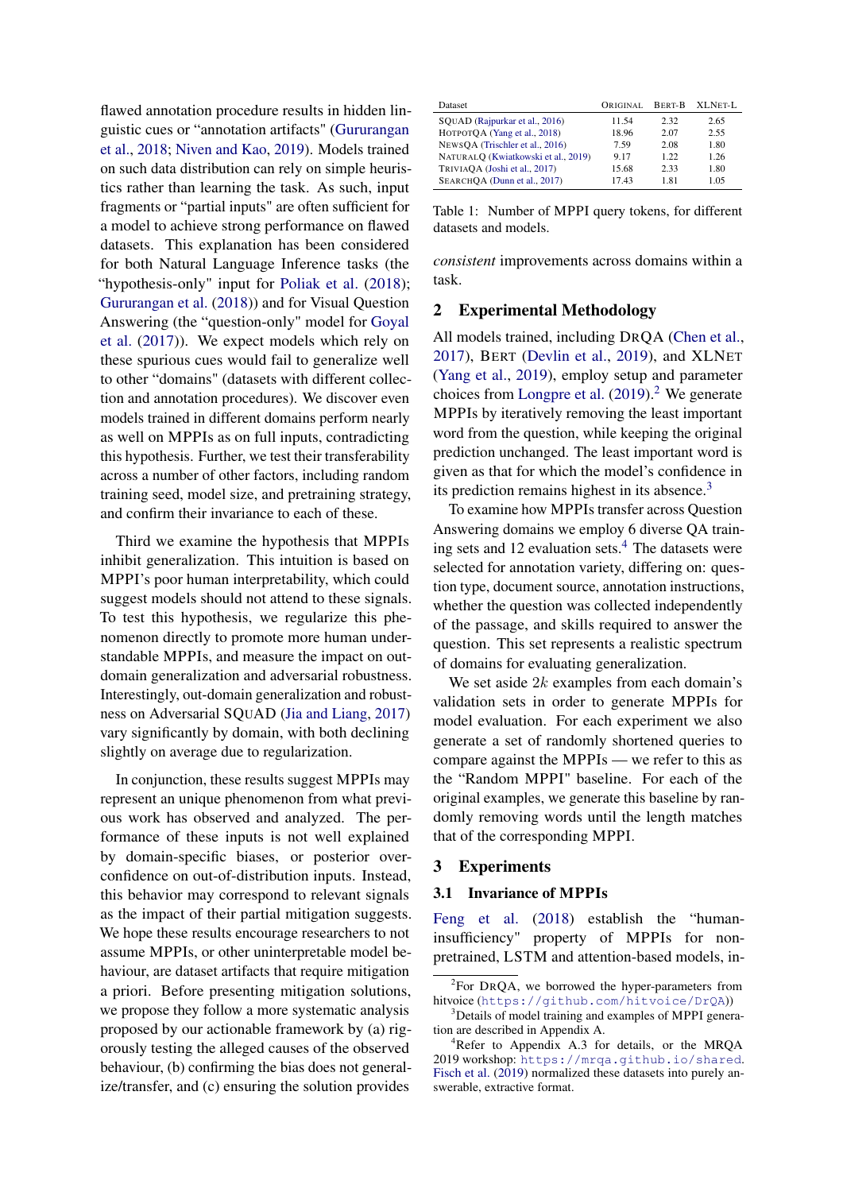flawed annotation procedure results in hidden linguistic cues or "annotation artifacts" (Gururangan et al., 2018; Niven and Kao, 2019). Models trained on such data distribution can rely on simple heuristics rather than learning the task. As such, input fragments or "partial inputs" are often sufficient for a model to achieve strong performance on flawed datasets. This explanation has been considered for both Natural Language Inference tasks (the "hypothesis-only" input for Poliak et al. (2018); Gururangan et al. (2018)) and for Visual Question Answering (the "question-only" model for Goyal et al. (2017)). We expect models which rely on these spurious cues would fail to generalize well to other "domains" (datasets with different collection and annotation procedures). We discover even models trained in different domains perform nearly as well on MPPIs as on full inputs, contradicting this hypothesis. Further, we test their transferability across a number of other factors, including random training seed, model size, and pretraining strategy, and confirm their invariance to each of these.

Third we examine the hypothesis that MPPIs inhibit generalization. This intuition is based on MPPI's poor human interpretability, which could suggest models should not attend to these signals. To test this hypothesis, we regularize this phenomenon directly to promote more human understandable MPPIs, and measure the impact on out-domain generalization and adversarial robustness. Interestingly, out-domain generalization and robustness on Adversarial SQuAD (Jia and Liang, 2017) vary significantly by domain, with both declining slightly on average due to regularization.

In conjunction, these results suggest MPPIs may represent an unique phenomenon from what previous work has observed and analyzed. The performance of these inputs is not well explained by domain-specific biases, or posterior overconfidence on out-of-distribution inputs. Instead, this behavior may correspond to relevant signals as the impact of their partial mitigation suggests. We hope these results encourage researchers to not assume MPPIs, or other uninterpretable model behaviour, are dataset artifacts that require mitigation a priori. Before presenting mitigation solutions, we propose they follow a more systematic analysis proposed by our actionable framework by (a) rigorously testing the alleged causes of the observed behaviour, (b) confirming the bias does not generalize/transfer, and (c) ensuring the solution provides *consistent* improvements across domains within a task.

| Dataset | Original | Bert-B | XLNet-L |
|---|---|---|---|
| SQuAD (Rajpurkar et al., 2016) | 11.54 | 2.32 | 2.65 |
| HotpotQA (Yang et al., 2018) | 18.96 | 2.07 | 2.55 |
| NewsQA (Trischler et al., 2016) | 7.59 | 2.08 | 1.80 |
| NaturalQ (Kwiatkowski et al., 2019) | 9.17 | 1.22 | 1.26 |
| TriviaQA (Joshi et al., 2017) | 15.68 | 2.33 | 1.80 |
| SearchQA (Dunn et al., 2017) | 17.43 | 1.81 | 1.05 |

Table 1: Number of MPPI query tokens, for different datasets and models.

## 2 Experimental Methodology

All models trained, including DrQA (Chen et al., 2017), Bert (Devlin et al., 2019), and XLNet (Yang et al., 2019), employ setup and parameter choices from Longpre et al. (2019).[2] We generate MPPIs by iteratively removing the least important word from the question, while keeping the original prediction unchanged. The least important word is given as that for which the model's confidence in its prediction remains highest in its absence.[3]

To examine how MPPIs transfer across Question Answering domains we employ 6 diverse QA training sets and 12 evaluation sets.[4] The datasets were selected for annotation variety, differing on: question type, document source, annotation instructions, whether the question was collected independently of the passage, and skills required to answer the question. This set represents a realistic spectrum of domains for evaluating generalization.

We set aside $2k$ examples from each domain's validation sets in order to generate MPPIs for model evaluation. For each experiment we also generate a set of randomly shortened queries to compare against the MPPIs — we refer to this as the "Random MPPI" baseline. For each of the original examples, we generate this baseline by randomly removing words until the length matches that of the corresponding MPPI.

## 3 Experiments

### 3.1 Invariance of MPPIs

Feng et al. (2018) establish the "human-insufficiency" property of MPPIs for non-pretrained, LSTM and attention-based models, in-

[2] For DrQA, we borrowed the hyper-parameters from hitvoice (https://github.com/hitvoice/DrQA))

[3] Details of model training and examples of MPPI generation are described in Appendix A.

[4] Refer to Appendix A.3 for details, or the MRQA 2019 workshop: https://mrqa.github.io/shared. Fisch et al. (2019) normalized these datasets into purely answerable, extractive format.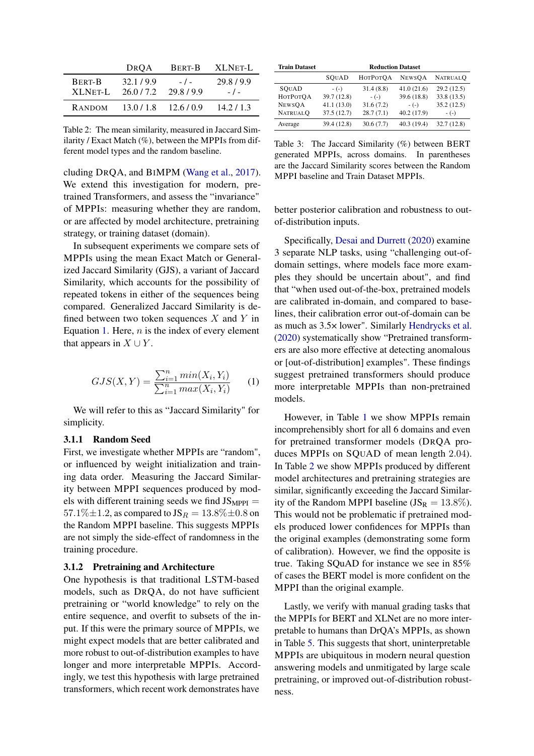| | DrQA | Bert-B | XLNet-L |
|---|---|---|---|
| Bert-B | 32.1 / 9.9 | - / - | 29.8 / 9.9 |
| XLNet-L | 26.0 / 7.2 | 29.8 / 9.9 | - / - |
| Random | 13.0 / 1.8 | 12.6 / 0.9 | 14.2 / 1.3 |

Table 2: The mean similarity, measured in Jaccard Similarity / Exact Match (%), between the MPPIs from different model types and the random baseline.

cluding DrQA, and BiMPM (Wang et al., 2017). We extend this investigation for modern, pretrained Transformers, and assess the "invariance" of MPPIs: measuring whether they are random, or are affected by model architecture, pretraining strategy, or training dataset (domain).

In subsequent experiments we compare sets of MPPIs using the mean Exact Match or Generalized Jaccard Similarity (GJS), a variant of Jaccard Similarity, which accounts for the possibility of repeated tokens in either of the sequences being compared. Generalized Jaccard Similarity is defined between two token sequences $X$ and $Y$ in Equation 1. Here, $n$ is the index of every element that appears in $X \cup Y$.

$$GJS(X, Y) = \frac{\sum_{i=1}^{n} min(X_i, Y_i)}{\sum_{i=1}^{n} max(X_i, Y_i)} \quad (1)$$

We will refer to this as "Jaccard Similarity" for simplicity.

### 3.1.1 Random Seed

First, we investigate whether MPPIs are "random", or influenced by weight initialization and training data order. Measuring the Jaccard Similarity between MPPI sequences produced by models with different training seeds we find $\text{JS}_{\text{MPPI}} = 57.1\% \pm 1.2$, as compared to $\text{JS}_R = 13.8\% \pm 0.8$ on the Random MPPI baseline. This suggests MPPIs are not simply the side-effect of randomness in the training procedure.

### 3.1.2 Pretraining and Architecture

One hypothesis is that traditional LSTM-based models, such as DrQA, do not have sufficient pretraining or "world knowledge" to rely on the entire sequence, and overfit to subsets of the input. If this were the primary source of MPPIs, we might expect models that are better calibrated and more robust to out-of-distribution examples to have longer and more interpretable MPPIs. Accordingly, we test this hypothesis with large pretrained transformers, which recent work demonstrates have better posterior calibration and robustness to out-of-distribution inputs.

| **Train Dataset** | **Reduction Dataset** | | | |
|---|---|---|---|---|
| | SQuAD | HotPotQA | NewsQA | NatrualQ |
| SQuAD | - (-) | 31.4 (8.8) | 41.0 (21.6) | 29.2 (12.5) |
| HotPotQA | 39.7 (12.8) | - (-) | 39.6 (18.8) | 33.8 (13.5) |
| NewsQA | 41.1 (13.0) | 31.6 (7.2) | - (-) | 35.2 (12.5) |
| NatrualQ | 37.5 (12.7) | 28.7 (7.1) | 40.2 (17.9) | - (-) |
| Average | 39.4 (12.8) | 30.6 (7.7) | 40.3 (19.4) | 32.7 (12.8) |

Table 3: The Jaccard Similarity (%) between BERT generated MPPIs, across domains. In parentheses are the Jaccard Similarity scores between the Random MPPI baseline and Train Dataset MPPIs.

Specifically, Desai and Durrett (2020) examine 3 separate NLP tasks, using "challenging out-of-domain settings, where models face more examples they should be uncertain about", and find that "when used out-of-the-box, pretrained models are calibrated in-domain, and compared to baselines, their calibration error out-of-domain can be as much as 3.5× lower". Similarly Hendrycks et al. (2020) systematically show "Pretrained transformers are also more effective at detecting anomalous or [out-of-distribution] examples". These findings suggest pretrained transformers should produce more interpretable MPPIs than non-pretrained models.

However, in Table 1 we show MPPIs remain incomprehensibly short for all 6 domains and even for pretrained transformer models (DrQA produces MPPIs on SQuAD of mean length 2.04). In Table 2 we show MPPIs produced by different model architectures and pretraining strategies are similar, significantly exceeding the Jaccard Similarity of the Random MPPI baseline ($\text{JS}_\text{R} = 13.8\%$). This would not be problematic if pretrained models produced lower confidences for MPPIs than the original examples (demonstrating some form of calibration). However, we find the opposite is true. Taking SQuAD for instance we see in 85% of cases the BERT model is more confident on the MPPI than the original example.

Lastly, we verify with manual grading tasks that the MPPIs for BERT and XLNet are no more interpretable to humans than DrQA's MPPIs, as shown in Table 5. This suggests that short, uninterpretable MPPIs are ubiquitous in modern neural question answering models and unmitigated by large scale pretraining, or improved out-of-distribution robustness.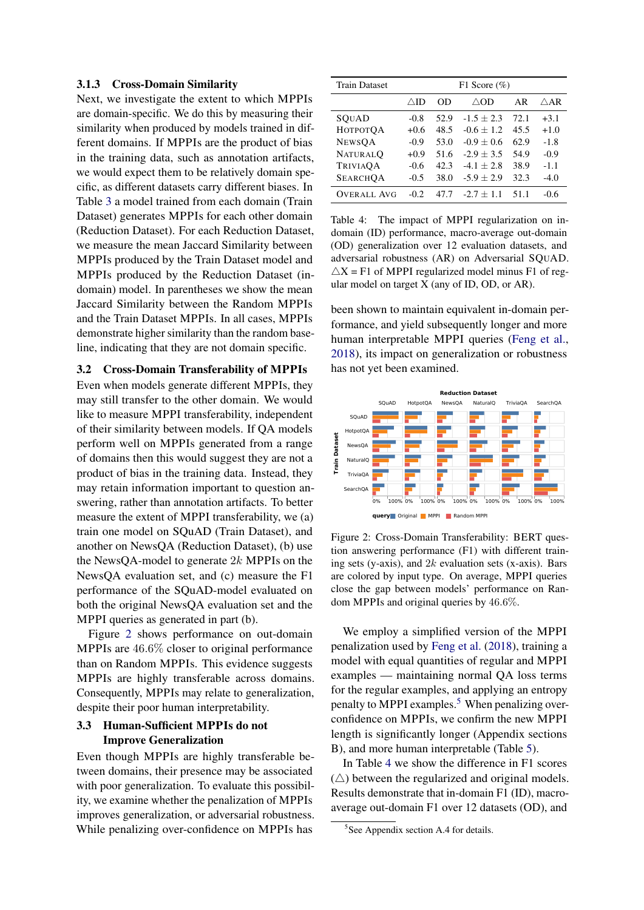### 3.1.3 Cross-Domain Similarity

Next, we investigate the extent to which MPPIs are domain-specific. We do this by measuring their similarity when produced by models trained in different domains. If MPPIs are the product of bias in the training data, such as annotation artifacts, we would expect them to be relatively domain specific, as different datasets carry different biases. In Table 3 a model trained from each domain (Train Dataset) generates MPPIs for each other domain (Reduction Dataset). For each Reduction Dataset, we measure the mean Jaccard Similarity between MPPIs produced by the Train Dataset model and MPPIs produced by the Reduction Dataset (in-domain) model. In parentheses we show the mean Jaccard Similarity between the Random MPPIs and the Train Dataset MPPIs. In all cases, MPPIs demonstrate higher similarity than the random baseline, indicating that they are not domain specific.

## 3.2 Cross-Domain Transferability of MPPIs

Even when models generate different MPPIs, they may still transfer to the other domain. We would like to measure MPPI transferability, independent of their similarity between models. If QA models perform well on MPPIs generated from a range of domains then this would suggest they are not a product of bias in the training data. Instead, they may retain information important to question answering, rather than annotation artifacts. To better measure the extent of MPPI transferability, we (a) train one model on SQuAD (Train Dataset), and another on NewsQA (Reduction Dataset), (b) use the NewsQA-model to generate $2k$ MPPIs on the NewsQA evaluation set, and (c) measure the F1 performance of the SQuAD-model evaluated on both the original NewsQA evaluation set and the MPPI queries as generated in part (b).

Figure 2 shows performance on out-domain MPPIs are 46.6% closer to original performance than on Random MPPIs. This evidence suggests MPPIs are highly transferable across domains. Consequently, MPPIs may relate to generalization, despite their poor human interpretability.

## 3.3 Human-Sufficient MPPIs do not Improve Generalization

Even though MPPIs are highly transferable between domains, their presence may be associated with poor generalization. To evaluate this possibility, we examine whether the penalization of MPPIs improves generalization, or adversarial robustness. While penalizing over-confidence on MPPIs has been shown to maintain equivalent in-domain performance, and yield subsequently longer and more human interpretable MPPI queries (Feng et al., 2018), its impact on generalization or robustness has not yet been examined.

| Train Dataset | F1 Score (%) | | | | |
|---|---|---|---|---|---|
| | △ID | OD | △OD | AR | △AR |
| SQuAD | -0.8 | 52.9 | -1.5 ± 2.3 | 72.1 | +3.1 |
| HotpotQA | +0.6 | 48.5 | -0.6 ± 1.2 | 45.5 | +1.0 |
| NewsQA | -0.9 | 53.0 | -0.9 ± 0.6 | 62.9 | -1.8 |
| NaturalQ | +0.9 | 51.6 | -2.9 ± 3.5 | 54.9 | -0.9 |
| TriviaQA | -0.6 | 42.3 | -4.1 ± 2.8 | 38.9 | -1.1 |
| SearchQA | -0.5 | 38.0 | -5.9 ± 2.9 | 32.3 | -4.0 |
| Overall Avg | -0.2 | 47.7 | -2.7 ± 1.1 | 51.1 | -0.6 |

Table 4: The impact of MPPI regularization on in-domain (ID) performance, macro-average out-domain (OD) generalization over 12 evaluation datasets, and adversarial robustness (AR) on Adversarial SQuAD. △X = F1 of MPPI regularized model minus F1 of regular model on target X (any of ID, OD, or AR).

Reduction Dataset
SQuAD HotpotQA NewsQA NaturalQ TriviaQA SearchQA
Train Dataset
SQuAD
HotpotQA
NewsQA
NaturalQ
TriviaQA
SearchQA
0% 100% 0% 100% 0% 100% 0% 100% 0% 100% 0% 100%
query Original MPPI Random MPPI

Figure 2: Cross-Domain Transferability: BERT question answering performance (F1) with different training sets (y-axis), and $2k$ evaluation sets (x-axis). Bars are colored by input type. On average, MPPI queries close the gap between models' performance on Random MPPIs and original queries by 46.6%.

We employ a simplified version of the MPPI penalization used by Feng et al. (2018), training a model with equal quantities of regular and MPPI examples — maintaining normal QA loss terms for the regular examples, and applying an entropy penalty to MPPI examples.[5] When penalizing over-confidence on MPPIs, we confirm the new MPPI length is significantly longer (Appendix sections B), and more human interpretable (Table 5).

In Table 4 we show the difference in F1 scores (△) between the regularized and original models. Results demonstrate that in-domain F1 (ID), macro-average out-domain F1 over 12 datasets (OD), and

[5] See Appendix section A.4 for details.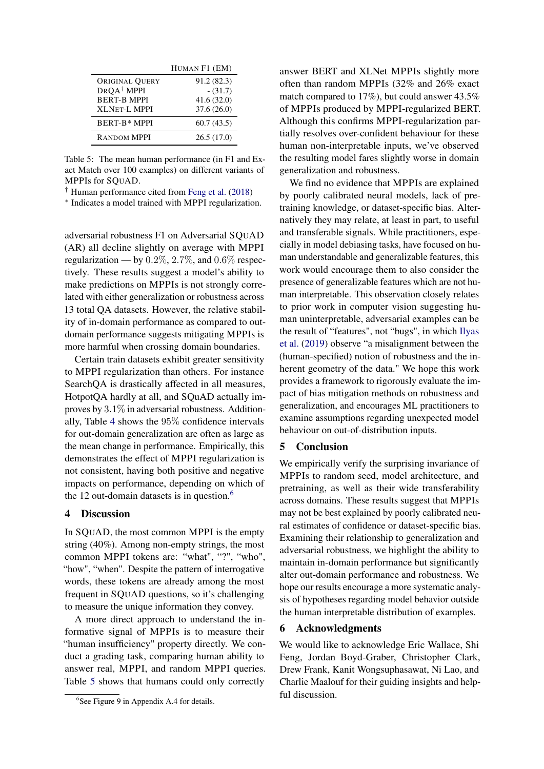| | Human F1 (EM) |
|---|---|
| Original Query | 91.2 (82.3) |
| DrQA† MPPI | - (31.7) |
| BERT-B MPPI | 41.6 (32.0) |
| XLNet-L MPPI | 37.6 (26.0) |
| BERT-B* MPPI | 60.7 (43.5) |
| Random MPPI | 26.5 (17.0) |

Table 5: The mean human performance (in F1 and Exact Match over 100 examples) on different variants of MPPIs for SQuAD.

† Human performance cited from Feng et al. (2018)

∗ Indicates a model trained with MPPI regularization.

adversarial robustness F1 on Adversarial SQuAD (AR) all decline slightly on average with MPPI regularization — by $0.2\%$, $2.7\%$, and $0.6\%$ respectively. These results suggest a model's ability to make predictions on MPPIs is not strongly correlated with either generalization or robustness across 13 total QA datasets. However, the relative stability of in-domain performance as compared to out-domain performance suggests mitigating MPPIs is more harmful when crossing domain boundaries.

Certain train datasets exhibit greater sensitivity to MPPI regularization than others. For instance SearchQA is drastically affected in all measures, HotpotQA hardly at all, and SQuAD actually improves by $3.1\%$ in adversarial robustness. Additionally, Table 4 shows the $95\%$ confidence intervals for out-domain generalization are often as large as the mean change in performance. Empirically, this demonstrates the effect of MPPI regularization is not consistent, having both positive and negative impacts on performance, depending on which of the 12 out-domain datasets is in question.[6]

## 4 Discussion

In SQuAD, the most common MPPI is the empty string (40%). Among non-empty strings, the most common MPPI tokens are: "what", "?", "who", "how", "when". Despite the pattern of interrogative words, these tokens are already among the most frequent in SQuAD questions, so it's challenging to measure the unique information they convey.

A more direct approach to understand the informative signal of MPPIs is to measure their "human insufficiency" property directly. We conduct a grading task, comparing human ability to answer real, MPPI, and random MPPI queries. Table 5 shows that humans could only correctly answer BERT and XLNet MPPIs slightly more often than random MPPIs (32% and 26% exact match compared to 17%), but could answer 43.5% of MPPIs produced by MPPI-regularized BERT. Although this confirms MPPI-regularization partially resolves over-confident behaviour for these human non-interpretable inputs, we've observed the resulting model fares slightly worse in domain generalization and robustness.

We find no evidence that MPPIs are explained by poorly calibrated neural models, lack of pretraining knowledge, or dataset-specific bias. Alternatively they may relate, at least in part, to useful and transferable signals. While practitioners, especially in model debiasing tasks, have focused on human understandable and generalizable features, this work would encourage them to also consider the presence of generalizable features which are not human interpretable. This observation closely relates to prior work in computer vision suggesting human uninterpretable, adversarial examples can be the result of "features", not "bugs", in which Ilyas et al. (2019) observe "a misalignment between the (human-specified) notion of robustness and the inherent geometry of the data." We hope this work provides a framework to rigorously evaluate the impact of bias mitigation methods on robustness and generalization, and encourages ML practitioners to examine assumptions regarding unexpected model behaviour on out-of-distribution inputs.

## 5 Conclusion

We empirically verify the surprising invariance of MPPIs to random seed, model architecture, and pretraining, as well as their wide transferability across domains. These results suggest that MPPIs may not be best explained by poorly calibrated neural estimates of confidence or dataset-specific bias. Examining their relationship to generalization and adversarial robustness, we highlight the ability to maintain in-domain performance but significantly alter out-domain performance and robustness. We hope our results encourage a more systematic analysis of hypotheses regarding model behavior outside the human interpretable distribution of examples.

## 6 Acknowledgments

We would like to acknowledge Eric Wallace, Shi Feng, Jordan Boyd-Graber, Christopher Clark, Drew Frank, Kanit Wongsuphasawat, Ni Lao, and Charlie Maalouf for their guiding insights and helpful discussion.

[6] See Figure 9 in Appendix A.4 for details.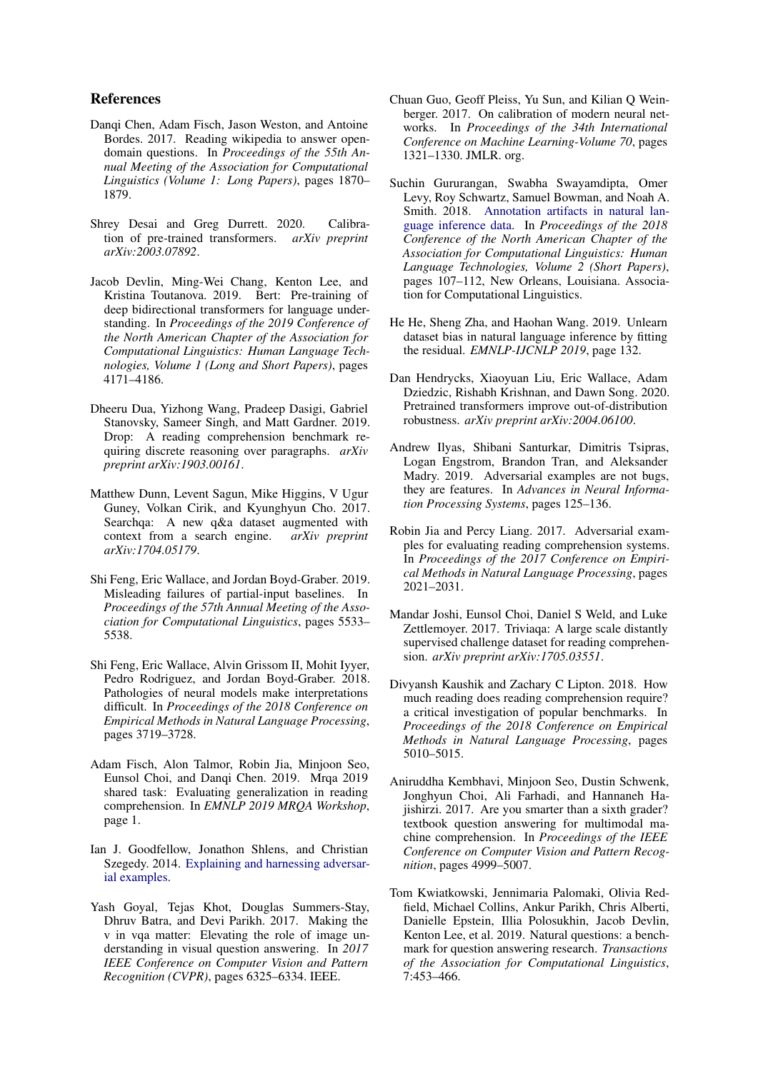## References

Danqi Chen, Adam Fisch, Jason Weston, and Antoine Bordes. 2017. Reading wikipedia to answer open-domain questions. In *Proceedings of the 55th Annual Meeting of the Association for Computational Linguistics (Volume 1: Long Papers)*, pages 1870–1879.

Shrey Desai and Greg Durrett. 2020. Calibration of pre-trained transformers. *arXiv preprint arXiv:2003.07892*.

Jacob Devlin, Ming-Wei Chang, Kenton Lee, and Kristina Toutanova. 2019. Bert: Pre-training of deep bidirectional transformers for language understanding. In *Proceedings of the 2019 Conference of the North American Chapter of the Association for Computational Linguistics: Human Language Technologies, Volume 1 (Long and Short Papers)*, pages 4171–4186.

Dheeru Dua, Yizhong Wang, Pradeep Dasigi, Gabriel Stanovsky, Sameer Singh, and Matt Gardner. 2019. Drop: A reading comprehension benchmark requiring discrete reasoning over paragraphs. *arXiv preprint arXiv:1903.00161*.

Matthew Dunn, Levent Sagun, Mike Higgins, V Ugur Guney, Volkan Cirik, and Kyunghyun Cho. 2017. Searchqa: A new q&a dataset augmented with context from a search engine. *arXiv preprint arXiv:1704.05179*.

Shi Feng, Eric Wallace, and Jordan Boyd-Graber. 2019. Misleading failures of partial-input baselines. In *Proceedings of the 57th Annual Meeting of the Association for Computational Linguistics*, pages 5533–5538.

Shi Feng, Eric Wallace, Alvin Grissom II, Mohit Iyyer, Pedro Rodriguez, and Jordan Boyd-Graber. 2018. Pathologies of neural models make interpretations difficult. In *Proceedings of the 2018 Conference on Empirical Methods in Natural Language Processing*, pages 3719–3728.

Adam Fisch, Alon Talmor, Robin Jia, Minjoon Seo, Eunsol Choi, and Danqi Chen. 2019. Mrqa 2019 shared task: Evaluating generalization in reading comprehension. In *EMNLP 2019 MRQA Workshop*, page 1.

Ian J. Goodfellow, Jonathon Shlens, and Christian Szegedy. 2014. Explaining and harnessing adversarial examples.

Yash Goyal, Tejas Khot, Douglas Summers-Stay, Dhruv Batra, and Devi Parikh. 2017. Making the v in vqa matter: Elevating the role of image understanding in visual question answering. In *2017 IEEE Conference on Computer Vision and Pattern Recognition (CVPR)*, pages 6325–6334. IEEE.

Chuan Guo, Geoff Pleiss, Yu Sun, and Kilian Q Weinberger. 2017. On calibration of modern neural networks. In *Proceedings of the 34th International Conference on Machine Learning-Volume 70*, pages 1321–1330. JMLR. org.

Suchin Gururangan, Swabha Swayamdipta, Omer Levy, Roy Schwartz, Samuel Bowman, and Noah A. Smith. 2018. Annotation artifacts in natural language inference data. In *Proceedings of the 2018 Conference of the North American Chapter of the Association for Computational Linguistics: Human Language Technologies, Volume 2 (Short Papers)*, pages 107–112, New Orleans, Louisiana. Association for Computational Linguistics.

He He, Sheng Zha, and Haohan Wang. 2019. Unlearn dataset bias in natural language inference by fitting the residual. *EMNLP-IJCNLP 2019*, page 132.

Dan Hendrycks, Xiaoyuan Liu, Eric Wallace, Adam Dziedzic, Rishabh Krishnan, and Dawn Song. 2020. Pretrained transformers improve out-of-distribution robustness. *arXiv preprint arXiv:2004.06100*.

Andrew Ilyas, Shibani Santurkar, Dimitris Tsipras, Logan Engstrom, Brandon Tran, and Aleksander Madry. 2019. Adversarial examples are not bugs, they are features. In *Advances in Neural Information Processing Systems*, pages 125–136.

Robin Jia and Percy Liang. 2017. Adversarial examples for evaluating reading comprehension systems. In *Proceedings of the 2017 Conference on Empirical Methods in Natural Language Processing*, pages 2021–2031.

Mandar Joshi, Eunsol Choi, Daniel S Weld, and Luke Zettlemoyer. 2017. Triviaqa: A large scale distantly supervised challenge dataset for reading comprehension. *arXiv preprint arXiv:1705.03551*.

Divyansh Kaushik and Zachary C Lipton. 2018. How much reading does reading comprehension require? a critical investigation of popular benchmarks. In *Proceedings of the 2018 Conference on Empirical Methods in Natural Language Processing*, pages 5010–5015.

Aniruddha Kembhavi, Minjoon Seo, Dustin Schwenk, Jonghyun Choi, Ali Farhadi, and Hannaneh Hajishirzi. 2017. Are you smarter than a sixth grader? textbook question answering for multimodal machine comprehension. In *Proceedings of the IEEE Conference on Computer Vision and Pattern Recognition*, pages 4999–5007.

Tom Kwiatkowski, Jennimaria Palomaki, Olivia Redfield, Michael Collins, Ankur Parikh, Chris Alberti, Danielle Epstein, Illia Polosukhin, Jacob Devlin, Kenton Lee, et al. 2019. Natural questions: a benchmark for question answering research. *Transactions of the Association for Computational Linguistics*, 7:453–466.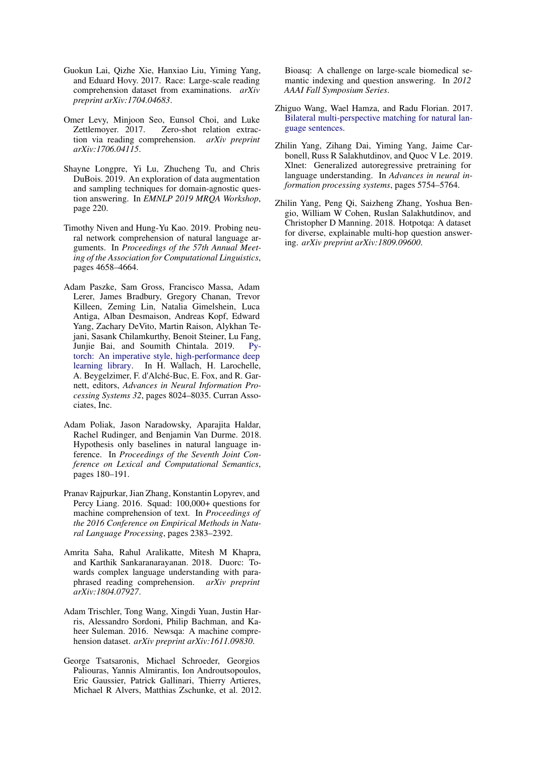Guokun Lai, Qizhe Xie, Hanxiao Liu, Yiming Yang, and Eduard Hovy. 2017. Race: Large-scale reading comprehension dataset from examinations. *arXiv preprint arXiv:1704.04683*.

Omer Levy, Minjoon Seo, Eunsol Choi, and Luke Zettlemoyer. 2017. Zero-shot relation extraction via reading comprehension. *arXiv preprint arXiv:1706.04115*.

Shayne Longpre, Yi Lu, Zhucheng Tu, and Chris DuBois. 2019. An exploration of data augmentation and sampling techniques for domain-agnostic question answering. In *EMNLP 2019 MRQA Workshop*, page 220.

Timothy Niven and Hung-Yu Kao. 2019. Probing neural network comprehension of natural language arguments. In *Proceedings of the 57th Annual Meeting of the Association for Computational Linguistics*, pages 4658–4664.

Adam Paszke, Sam Gross, Francisco Massa, Adam Lerer, James Bradbury, Gregory Chanan, Trevor Killeen, Zeming Lin, Natalia Gimelshein, Luca Antiga, Alban Desmaison, Andreas Kopf, Edward Yang, Zachary DeVito, Martin Raison, Alykhan Tejani, Sasank Chilamkurthy, Benoit Steiner, Lu Fang, Junjie Bai, and Soumith Chintala. 2019. Pytorch: An imperative style, high-performance deep learning library. In H. Wallach, H. Larochelle, A. Beygelzimer, F. d'Alché-Buc, E. Fox, and R. Garnett, editors, *Advances in Neural Information Processing Systems 32*, pages 8024–8035. Curran Associates, Inc.

Adam Poliak, Jason Naradowsky, Aparajita Haldar, Rachel Rudinger, and Benjamin Van Durme. 2018. Hypothesis only baselines in natural language inference. In *Proceedings of the Seventh Joint Conference on Lexical and Computational Semantics*, pages 180–191.

Pranav Rajpurkar, Jian Zhang, Konstantin Lopyrev, and Percy Liang. 2016. Squad: 100,000+ questions for machine comprehension of text. In *Proceedings of the 2016 Conference on Empirical Methods in Natural Language Processing*, pages 2383–2392.

Amrita Saha, Rahul Aralikatte, Mitesh M Khapra, and Karthik Sankaranarayanan. 2018. Duorc: Towards complex language understanding with paraphrased reading comprehension. *arXiv preprint arXiv:1804.07927*.

Adam Trischler, Tong Wang, Xingdi Yuan, Justin Harris, Alessandro Sordoni, Philip Bachman, and Kaheer Suleman. 2016. Newsqa: A machine comprehension dataset. *arXiv preprint arXiv:1611.09830*.

George Tsatsaronis, Michael Schroeder, Georgios Paliouras, Yannis Almirantis, Ion Androutsopoulos, Eric Gaussier, Patrick Gallinari, Thierry Artieres, Michael R Alvers, Matthias Zschunke, et al. 2012. Bioasq: A challenge on large-scale biomedical semantic indexing and question answering. In *2012 AAAI Fall Symposium Series*.

Zhiguo Wang, Wael Hamza, and Radu Florian. 2017. Bilateral multi-perspective matching for natural language sentences.

Zhilin Yang, Zihang Dai, Yiming Yang, Jaime Carbonell, Russ R Salakhutdinov, and Quoc V Le. 2019. Xlnet: Generalized autoregressive pretraining for language understanding. In *Advances in neural information processing systems*, pages 5754–5764.

Zhilin Yang, Peng Qi, Saizheng Zhang, Yoshua Bengio, William W Cohen, Ruslan Salakhutdinov, and Christopher D Manning. 2018. Hotpotqa: A dataset for diverse, explainable multi-hop question answering. *arXiv preprint arXiv:1809.09600*.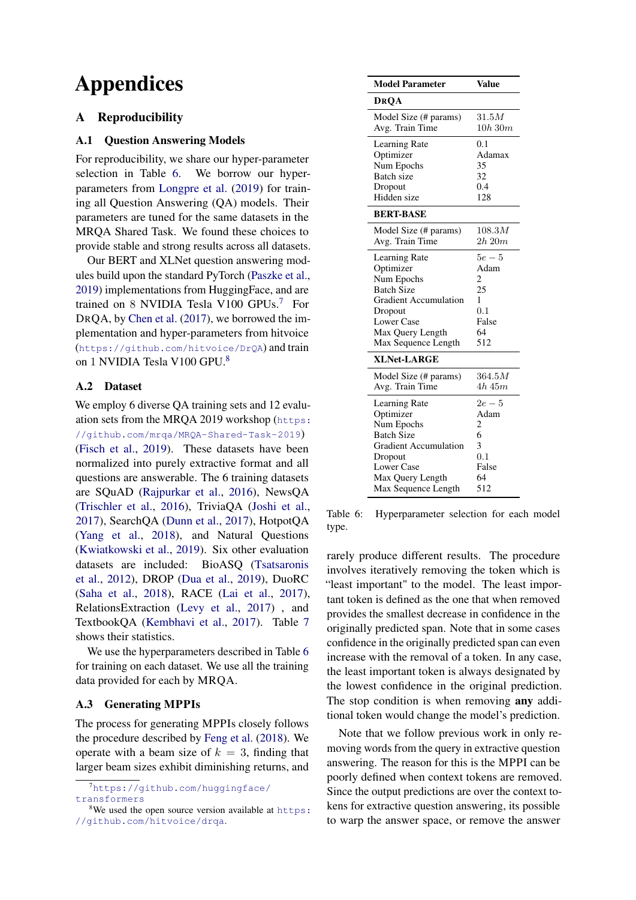# Appendices

## A Reproducibility

### A.1 Question Answering Models

For reproducibility, we share our hyper-parameter selection in Table 6. We borrow our hyper-parameters from Longpre et al. (2019) for training all Question Answering (QA) models. Their parameters are tuned for the same datasets in the MRQA Shared Task. We found these choices to provide stable and strong results across all datasets.

Our BERT and XLNet question answering modules build upon the standard PyTorch (Paszke et al., 2019) implementations from HuggingFace, and are trained on 8 NVIDIA Tesla V100 GPUs.[7] For DrQA, by Chen et al. (2017), we borrowed the implementation and hyper-parameters from hitvoice (https://github.com/hitvoice/DrQA) and train on 1 NVIDIA Tesla V100 GPU.[8]

### A.2 Dataset

We employ 6 diverse QA training sets and 12 evaluation sets from the MRQA 2019 workshop (https://github.com/mrqa/MRQA-Shared-Task-2019) (Fisch et al., 2019). These datasets have been normalized into purely extractive format and all questions are answerable. The 6 training datasets are SQuAD (Rajpurkar et al., 2016), NewsQA (Trischler et al., 2016), TriviaQA (Joshi et al., 2017), SearchQA (Dunn et al., 2017), HotpotQA (Yang et al., 2018), and Natural Questions (Kwiatkowski et al., 2019). Six other evaluation datasets are included: BioASQ (Tsatsaronis et al., 2012), DROP (Dua et al., 2019), DuoRC (Saha et al., 2018), RACE (Lai et al., 2017), RelationsExtraction (Levy et al., 2017) , and TextbookQA (Kembhavi et al., 2017). Table 7 shows their statistics.

We use the hyperparameters described in Table 6 for training on each dataset. We use all the training data provided for each by MRQA.

### A.3 Generating MPPIs

The process for generating MPPIs closely follows the procedure described by Feng et al. (2018). We operate with a beam size of $k = 3$, finding that larger beam sizes exhibit diminishing returns, and rarely produce different results. The procedure involves iteratively removing the token which is "least important" to the model. The least important token is defined as the one that when removed provides the smallest decrease in confidence in the originally predicted span. Note that in some cases confidence in the originally predicted span can even increase with the removal of a token. In any case, the least important token is always designated by the lowest confidence in the original prediction. The stop condition is when removing **any** additional token would change the model's prediction.

Note that we follow previous work in only removing words from the query in extractive question answering. The reason for this is the MPPI can be poorly defined when context tokens are removed. Since the output predictions are over the context tokens for extractive question answering, its possible to warp the answer space, or remove the answer

| Model Parameter | Value |
|---|---|
| **DrQA** | |
| Model Size (# params) | $31.5M$ |
| Avg. Train Time | $10h\ 30m$ |
| Learning Rate | 0.1 |
| Optimizer | Adamax |
| Num Epochs | 35 |
| Batch size | 32 |
| Dropout | 0.4 |
| Hidden size | 128 |
| **BERT-BASE** | |
| Model Size (# params) | $108.3M$ |
| Avg. Train Time | $2h\ 20m$ |
| Learning Rate | $5e-5$ |
| Optimizer | Adam |
| Num Epochs | 2 |
| Batch Size | 25 |
| Gradient Accumulation | 1 |
| Dropout | 0.1 |
| Lower Case | False |
| Max Query Length | 64 |
| Max Sequence Length | 512 |
| **XLNet-LARGE** | |
| Model Size (# params) | $364.5M$ |
| Avg. Train Time | $4h\ 45m$ |
| Learning Rate | $2e-5$ |
| Optimizer | Adam |
| Num Epochs | 2 |
| Batch Size | 6 |
| Gradient Accumulation | 3 |
| Dropout | 0.1 |
| Lower Case | False |
| Max Query Length | 64 |
| Max Sequence Length | 512 |

Table 6: Hyperparameter selection for each model type.

[7] https://github.com/huggingface/transformers

[8] We used the open source version available at https://github.com/hitvoice/drqa.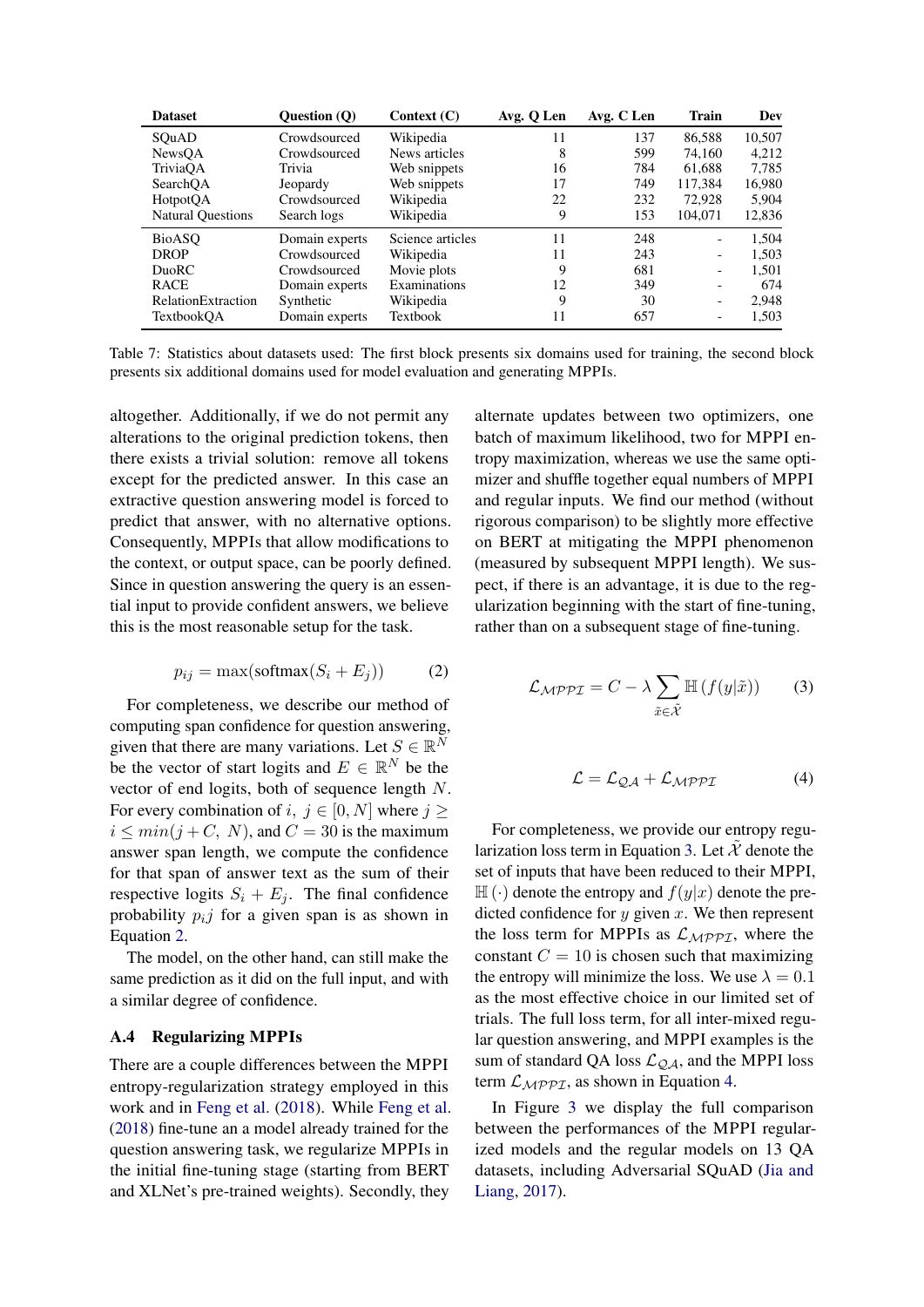| Dataset | Question (Q) | Context (C) | Avg. Q Len | Avg. C Len | Train | Dev |
|---|---|---|---|---|---|---|
| SQuAD | Crowdsourced | Wikipedia | 11 | 137 | 86,588 | 10,507 |
| NewsQA | Crowdsourced | News articles | 8 | 599 | 74,160 | 4,212 |
| TriviaQA | Trivia | Web snippets | 16 | 784 | 61,688 | 7,785 |
| SearchQA | Jeopardy | Web snippets | 17 | 749 | 117,384 | 16,980 |
| HotpotQA | Crowdsourced | Wikipedia | 22 | 232 | 72,928 | 5,904 |
| Natural Questions | Search logs | Wikipedia | 9 | 153 | 104,071 | 12,836 |
| BioASQ | Domain experts | Science articles | 11 | 248 | - | 1,504 |
| DROP | Crowdsourced | Wikipedia | 11 | 243 | - | 1,503 |
| DuoRC | Crowdsourced | Movie plots | 9 | 681 | - | 1,501 |
| RACE | Domain experts | Examinations | 12 | 349 | - | 674 |
| RelationExtraction | Synthetic | Wikipedia | 9 | 30 | - | 2,948 |
| TextbookQA | Domain experts | Textbook | 11 | 657 | - | 1,503 |

Table 7: Statistics about datasets used: The first block presents six domains used for training, the second block presents six additional domains used for model evaluation and generating MPPIs.

altogether. Additionally, if we do not permit any alterations to the original prediction tokens, then there exists a trivial solution: remove all tokens except for the predicted answer. In this case an extractive question answering model is forced to predict that answer, with no alternative options. Consequently, MPPIs that allow modifications to the context, or output space, can be poorly defined. Since in question answering the query is an essential input to provide confident answers, we believe this is the most reasonable setup for the task.

$$p_{ij} = \max(\text{softmax}(S_i + E_j)) \tag{2}$$

For completeness, we describe our method of computing span confidence for question answering, given that there are many variations. Let $S \in \mathbb{R}^N$ be the vector of start logits and $E \in \mathbb{R}^N$ be the vector of end logits, both of sequence length $N$. For every combination of $i,\ j \in [0, N]$ where $j \geq i \leq min(j + C,\ N)$, and $C = 30$ is the maximum answer span length, we compute the confidence for that span of answer text as the sum of their respective logits $S_i + E_j$. The final confidence probability $p_ij$ for a given span is as shown in Equation 2.

The model, on the other hand, can still make the same prediction as it did on the full input, and with a similar degree of confidence.

### A.4 Regularizing MPPIs

There are a couple differences between the MPPI entropy-regularization strategy employed in this work and in Feng et al. (2018). While Feng et al. (2018) fine-tune an a model already trained for the question answering task, we regularize MPPIs in the initial fine-tuning stage (starting from BERT and XLNet's pre-trained weights). Secondly, they alternate updates between two optimizers, one batch of maximum likelihood, two for MPPI entropy maximization, whereas we use the same optimizer and shuffle together equal numbers of MPPI and regular inputs. We find our method (without rigorous comparison) to be slightly more effective on BERT at mitigating the MPPI phenomenon (measured by subsequent MPPI length). We suspect, if there is an advantage, it is due to the regularization beginning with the start of fine-tuning, rather than on a subsequent stage of fine-tuning.

$$\mathcal{L}_{\mathcal{MPPI}} = C - \lambda \sum_{\tilde{x} \in \tilde{\mathcal{X}}} \mathbb{H}\left(f(y|\tilde{x})\right) \tag{3}$$

$$\mathcal{L} = \mathcal{L}_{\mathcal{QA}} + \mathcal{L}_{\mathcal{MPPI}} \tag{4}$$

For completeness, we provide our entropy regularization loss term in Equation 3. Let $\tilde{\mathcal{X}}$ denote the set of inputs that have been reduced to their MPPI, $\mathbb{H}(\cdot)$ denote the entropy and $f(y|x)$ denote the predicted confidence for $y$ given $x$. We then represent the loss term for MPPIs as $\mathcal{L}_{\mathcal{MPPI}}$, where the constant $C = 10$ is chosen such that maximizing the entropy will minimize the loss. We use $\lambda = 0.1$ as the most effective choice in our limited set of trials. The full loss term, for all inter-mixed regular question answering, and MPPI examples is the sum of standard QA loss $\mathcal{L}_{\mathcal{QA}}$, and the MPPI loss term $\mathcal{L}_{\mathcal{MPPI}}$, as shown in Equation 4.

In Figure 3 we display the full comparison between the performances of the MPPI regularized models and the regular models on 13 QA datasets, including Adversarial SQuAD (Jia and Liang, 2017).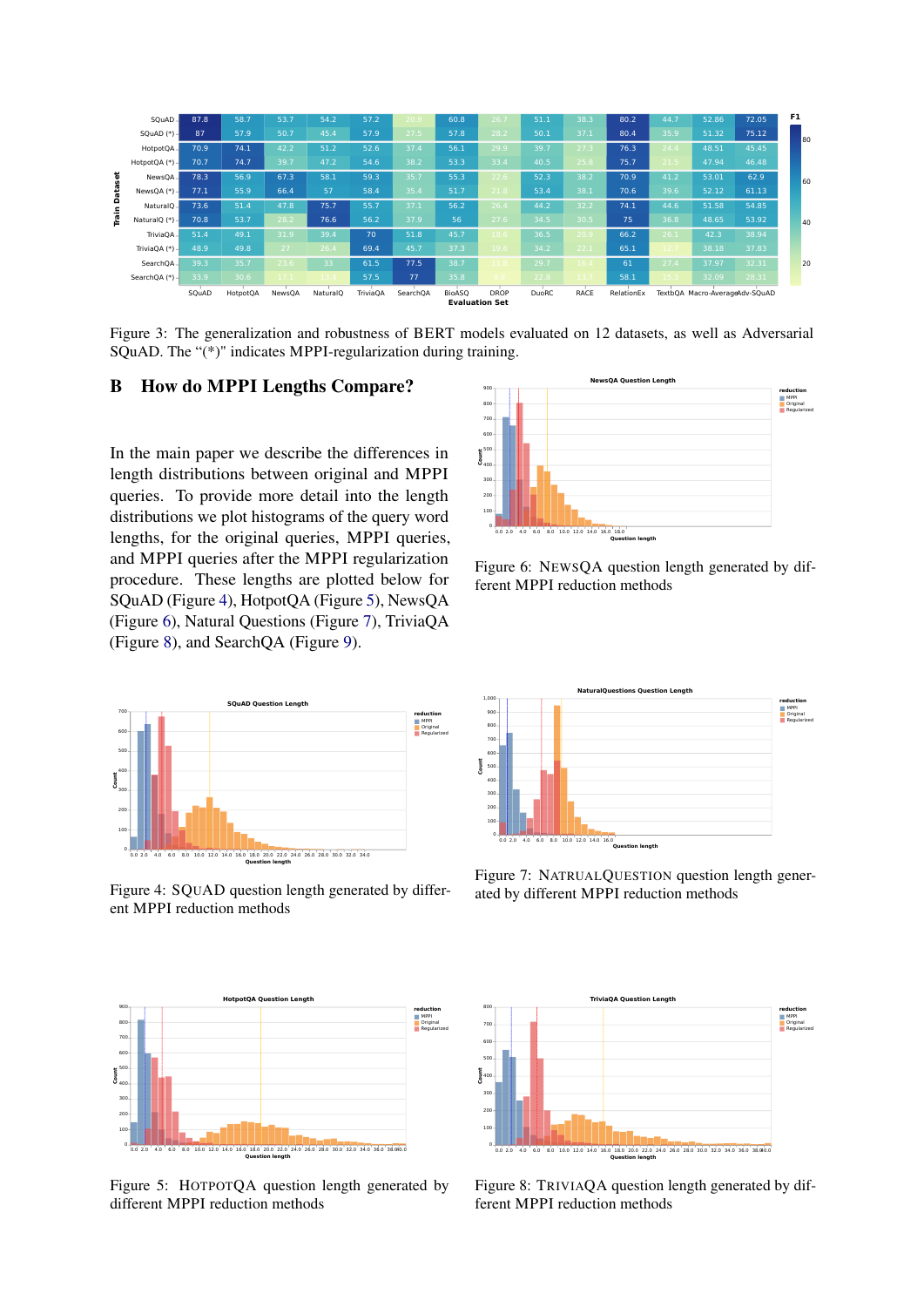F1

Train Dataset

SQuAD 87.8 58.7 53.7 54.2 57.2 20.9 60.8 26.7 51.1 38.3 80.2 44.7 52.86 72.05

SQuAD (*) 87 57.9 50.7 45.4 57.9 27.5 57.8 28.2 50.1 37.1 80.4 35.9 51.32 75.12

HotpotQA 70.9 74.1 42.2 51.2 52.6 37.4 56.1 29.9 39.7 27.3 76.3 24.4 48.51 45.45

HotpotQA (*) 70.7 74.7 39.7 47.2 54.6 38.2 53.3 33.4 40.5 25.8 75.7 21.5 47.94 46.48

NewsQA 78.3 56.9 67.3 58.1 59.3 35.7 55.3 22.6 52.3 38.2 70.9 41.2 53.01 62.9

NewsQA (*) 77.1 55.9 66.4 57 58.4 35.4 51.7 21.8 53.4 38.1 70.6 39.6 52.12 61.13

NaturalQ 73.6 51.4 47.8 75.7 55.7 37.1 56.2 26.4 44.2 32.2 74.1 44.6 51.58 54.85

NaturalQ (*) 70.8 53.7 28.2 76.6 56.2 37.9 56 27.6 34.5 30.5 75 36.8 48.65 53.92

TriviaQA 51.4 49.1 31.9 39.4 70 51.8 45.7 18.6 36.5 20.9 66.2 26.1 42.3 38.94

TriviaQA (*) 48.9 49.8 27 26.4 69.4 45.7 37.3 19.6 34.2 22.1 65.1 12.7 38.18 37.83

SearchQA 39.3 35.7 23.6 33 61.5 77.5 38.7 11.0 29.7 18.4 61 27.4 37.97 32.31

SearchQA (*) 33.9 30.6 17.1 13.4 57.5 77 35.8 5.9 22.8 13.7 58.1 15.3 32.09 28.31

SQuAD HotpotQA NewsQA NaturalQ TriviaQA SearchQA BioASQ DROP DuoRC RACE RelationEx TextbookQA Macro-Average Adv-SQuAD

Evaluation Set

80 60 40 20

Figure 3: The generalization and robustness of BERT models evaluated on 12 datasets, as well as Adversarial SQuAD. The "(*)" indicates MPPI-regularization during training.

## B How do MPPI Lengths Compare?

In the main paper we describe the differences in length distributions between original and MPPI queries. To provide more detail into the length distributions we plot histograms of the query word lengths, for the original queries, MPPI queries, and MPPI queries after the MPPI regularization procedure. These lengths are plotted below for SQuAD (Figure 4), HotpotQA (Figure 5), NewsQA (Figure 6), Natural Questions (Figure 7), TriviaQA (Figure 8), and SearchQA (Figure 9).

NewsQA Question Length

reduction
MPPI
Original
Regularized

Count

Question length

Figure 6: NEWSQA question length generated by different MPPI reduction methods

SQuAD Question Length

reduction
MPPI
Original
Regularized

Count

Question length

Figure 4: SQUAD question length generated by different MPPI reduction methods

NaturalQuestions Question Length

reduction
MPPI
Original
Regularized

Count

Question length

Figure 7: NATRUALQUESTION question length generated by different MPPI reduction methods

HotpotQA Question Length

reduction
MPPI
Original
Regularized

Count

Question length

Figure 5: HOTPOTQA question length generated by different MPPI reduction methods

TriviaQA Question Length

reduction
MPPI
Original
Regularized

Count

Question length

Figure 8: TRIVIAQA question length generated by different MPPI reduction methods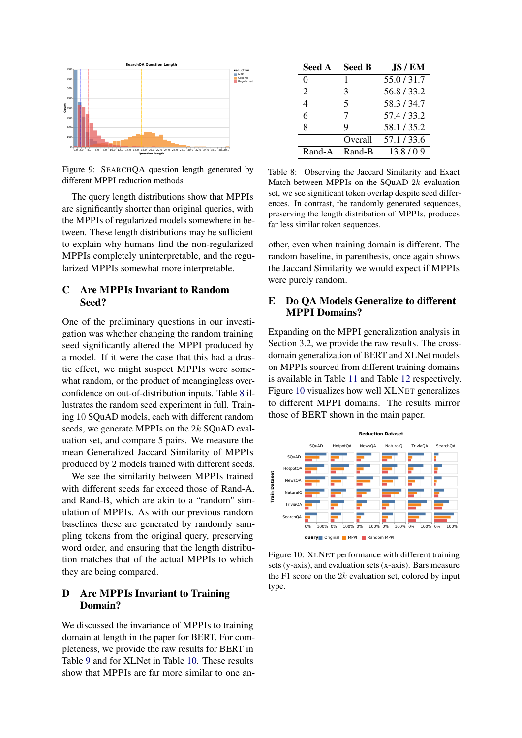SearchQA Question Length

reduction
MPPI
Original
Regularized

Count

Question length

Figure 9: SEARCHQA question length generated by different MPPI reduction methods

The query length distributions show that MPPIs are significantly shorter than original queries, with the MPPIs of regularized models somewhere in between. These length distributions may be sufficient to explain why humans find the non-regularized MPPIs completely uninterpretable, and the regularized MPPIs somewhat more interpretable.

## C Are MPPIs Invariant to Random Seed?

One of the preliminary questions in our investigation was whether changing the random training seed significantly altered the MPPI produced by a model. If it were the case that this had a drastic effect, we might suspect MPPIs were somewhat random, or the product of meangingless overconfidence on out-of-distribution inputs. Table 8 illustrates the random seed experiment in full. Training 10 SQuAD models, each with different random seeds, we generate MPPIs on the $2k$ SQuAD evaluation set, and compare 5 pairs. We measure the mean Generalized Jaccard Similarity of MPPIs produced by 2 models trained with different seeds.

We see the similarity between MPPIs trained with different seeds far exceed those of Rand-A, and Rand-B, which are akin to a "random" simulation of MPPIs. As with our previous random baselines these are generated by randomly sampling tokens from the original query, preserving word order, and ensuring that the length distribution matches that of the actual MPPIs to which they are being compared.

## D Are MPPIs Invariant to Training Domain?

We discussed the invariance of MPPIs to training domain at length in the paper for BERT. For completeness, we provide the raw results for BERT in Table 9 and for XLNet in Table 10. These results show that MPPIs are far more similar to one another, even when training domain is different. The random baseline, in parenthesis, once again shows the Jaccard Similarity we would expect if MPPIs were purely random.

| Seed A | Seed B | JS / EM |
|---|---|---|
| 0 | 1 | 55.0 / 31.7 |
| 2 | 3 | 56.8 / 33.2 |
| 4 | 5 | 58.3 / 34.7 |
| 6 | 7 | 57.4 / 33.2 |
| 8 | 9 | 58.1 / 35.2 |
| | Overall | 57.1 / 33.6 |
| Rand-A | Rand-B | 13.8 / 0.9 |

Table 8: Observing the Jaccard Similarity and Exact Match between MPPIs on the SQuAD $2k$ evaluation set, we see significant token overlap despite seed differences. In contrast, the randomly generated sequences, preserving the length distribution of MPPIs, produces far less similar token sequences.

## E Do QA Models Generalize to different MPPI Domains?

Expanding on the MPPI generalization analysis in Section 3.2, we provide the raw results. The cross-domain generalization of BERT and XLNet models on MPPIs sourced from different training domains is available in Table 11 and Table 12 respectively. Figure 10 visualizes how well XLNET generalizes to different MPPI domains. The results mirror those of BERT shown in the main paper.

Reduction Dataset
SQuAD HotpotQA NewsQA NaturalQ TriviaQA SearchQA
Train Dataset
SQuAD
HotpotQA
NewsQA
NaturalQ
TriviaQA
SearchQA
0% 100%
query Original MPPI Random MPPI

Figure 10: XLNET performance with different training sets (y-axis), and evaluation sets (x-axis). Bars measure the F1 score on the $2k$ evaluation set, colored by input type.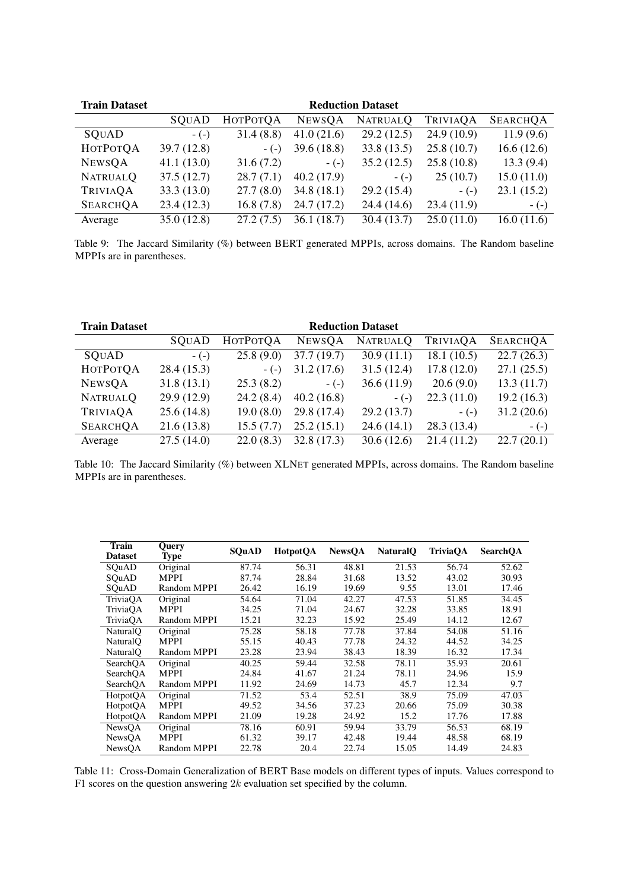| Train Dataset | Reduction Dataset | | | | | |
|---|---|---|---|---|---|---|
| | SQuAD | HotpotQA | NewsQA | NatrualQ | TriviaQA | SearchQA |
| SQuAD | - (-) | 31.4 (8.8) | 41.0 (21.6) | 29.2 (12.5) | 24.9 (10.9) | 11.9 (9.6) |
| HotpotQA | 39.7 (12.8) | - (-) | 39.6 (18.8) | 33.8 (13.5) | 25.8 (10.7) | 16.6 (12.6) |
| NewsQA | 41.1 (13.0) | 31.6 (7.2) | - (-) | 35.2 (12.5) | 25.8 (10.8) | 13.3 (9.4) |
| NatrualQ | 37.5 (12.7) | 28.7 (7.1) | 40.2 (17.9) | - (-) | 25 (10.7) | 15.0 (11.0) |
| TriviaQA | 33.3 (13.0) | 27.7 (8.0) | 34.8 (18.1) | 29.2 (15.4) | - (-) | 23.1 (15.2) |
| SearchQA | 23.4 (12.3) | 16.8 (7.8) | 24.7 (17.2) | 24.4 (14.6) | 23.4 (11.9) | - (-) |
| Average | 35.0 (12.8) | 27.2 (7.5) | 36.1 (18.7) | 30.4 (13.7) | 25.0 (11.0) | 16.0 (11.6) |

Table 9: The Jaccard Similarity (%) between BERT generated MPPIs, across domains. The Random baseline MPPIs are in parentheses.

| Train Dataset | Reduction Dataset | | | | | |
|---|---|---|---|---|---|---|
| | SQuAD | HotpotQA | NewsQA | NatrualQ | TriviaQA | SearchQA |
| SQuAD | - (-) | 25.8 (9.0) | 37.7 (19.7) | 30.9 (11.1) | 18.1 (10.5) | 22.7 (26.3) |
| HotpotQA | 28.4 (15.3) | - (-) | 31.2 (17.6) | 31.5 (12.4) | 17.8 (12.0) | 27.1 (25.5) |
| NewsQA | 31.8 (13.1) | 25.3 (8.2) | - (-) | 36.6 (11.9) | 20.6 (9.0) | 13.3 (11.7) |
| NatrualQ | 29.9 (12.9) | 24.2 (8.4) | 40.2 (16.8) | - (-) | 22.3 (11.0) | 19.2 (16.3) |
| TriviaQA | 25.6 (14.8) | 19.0 (8.0) | 29.8 (17.4) | 29.2 (13.7) | - (-) | 31.2 (20.6) |
| SearchQA | 21.6 (13.8) | 15.5 (7.7) | 25.2 (15.1) | 24.6 (14.1) | 28.3 (13.4) | - (-) |
| Average | 27.5 (14.0) | 22.0 (8.3) | 32.8 (17.3) | 30.6 (12.6) | 21.4 (11.2) | 22.7 (20.1) |

Table 10: The Jaccard Similarity (%) between XLNet generated MPPIs, across domains. The Random baseline MPPIs are in parentheses.

| Train Dataset | Query Type | SQuAD | HotpotQA | NewsQA | NaturalQ | TriviaQA | SearchQA |
|---|---|---|---|---|---|---|---|
| SQuAD | Original | 87.74 | 56.31 | 48.81 | 21.53 | 56.74 | 52.62 |
| SQuAD | MPPI | 87.74 | 28.84 | 31.68 | 13.52 | 43.02 | 30.93 |
| SQuAD | Random MPPI | 26.42 | 16.19 | 19.69 | 9.55 | 13.01 | 17.46 |
| TriviaQA | Original | 54.64 | 71.04 | 42.27 | 47.53 | 51.85 | 34.45 |
| TriviaQA | MPPI | 34.25 | 71.04 | 24.67 | 32.28 | 33.85 | 18.91 |
| TriviaQA | Random MPPI | 15.21 | 32.23 | 15.92 | 25.49 | 14.12 | 12.67 |
| NaturalQ | Original | 75.28 | 58.18 | 77.78 | 37.84 | 54.08 | 51.16 |
| NaturalQ | MPPI | 55.15 | 40.43 | 77.78 | 24.32 | 44.52 | 34.25 |
| NaturalQ | Random MPPI | 23.28 | 23.94 | 38.43 | 18.39 | 16.32 | 17.34 |
| SearchQA | Original | 40.25 | 59.44 | 32.58 | 78.11 | 35.93 | 20.61 |
| SearchQA | MPPI | 24.84 | 41.67 | 21.24 | 78.11 | 24.96 | 15.9 |
| SearchQA | Random MPPI | 11.92 | 24.69 | 14.73 | 45.7 | 12.34 | 9.7 |
| HotpotQA | Original | 71.52 | 53.4 | 52.51 | 38.9 | 75.09 | 47.03 |
| HotpotQA | MPPI | 49.52 | 34.56 | 37.23 | 20.66 | 75.09 | 30.38 |
| HotpotQA | Random MPPI | 21.09 | 19.28 | 24.92 | 15.2 | 17.76 | 17.88 |
| NewsQA | Original | 78.16 | 60.91 | 59.94 | 33.79 | 56.53 | 68.19 |
| NewsQA | MPPI | 61.32 | 39.17 | 42.48 | 19.44 | 48.58 | 68.19 |
| NewsQA | Random MPPI | 22.78 | 20.4 | 22.74 | 15.05 | 14.49 | 24.83 |

Table 11: Cross-Domain Generalization of BERT Base models on different types of inputs. Values correspond to F1 scores on the question answering $2k$ evaluation set specified by the column.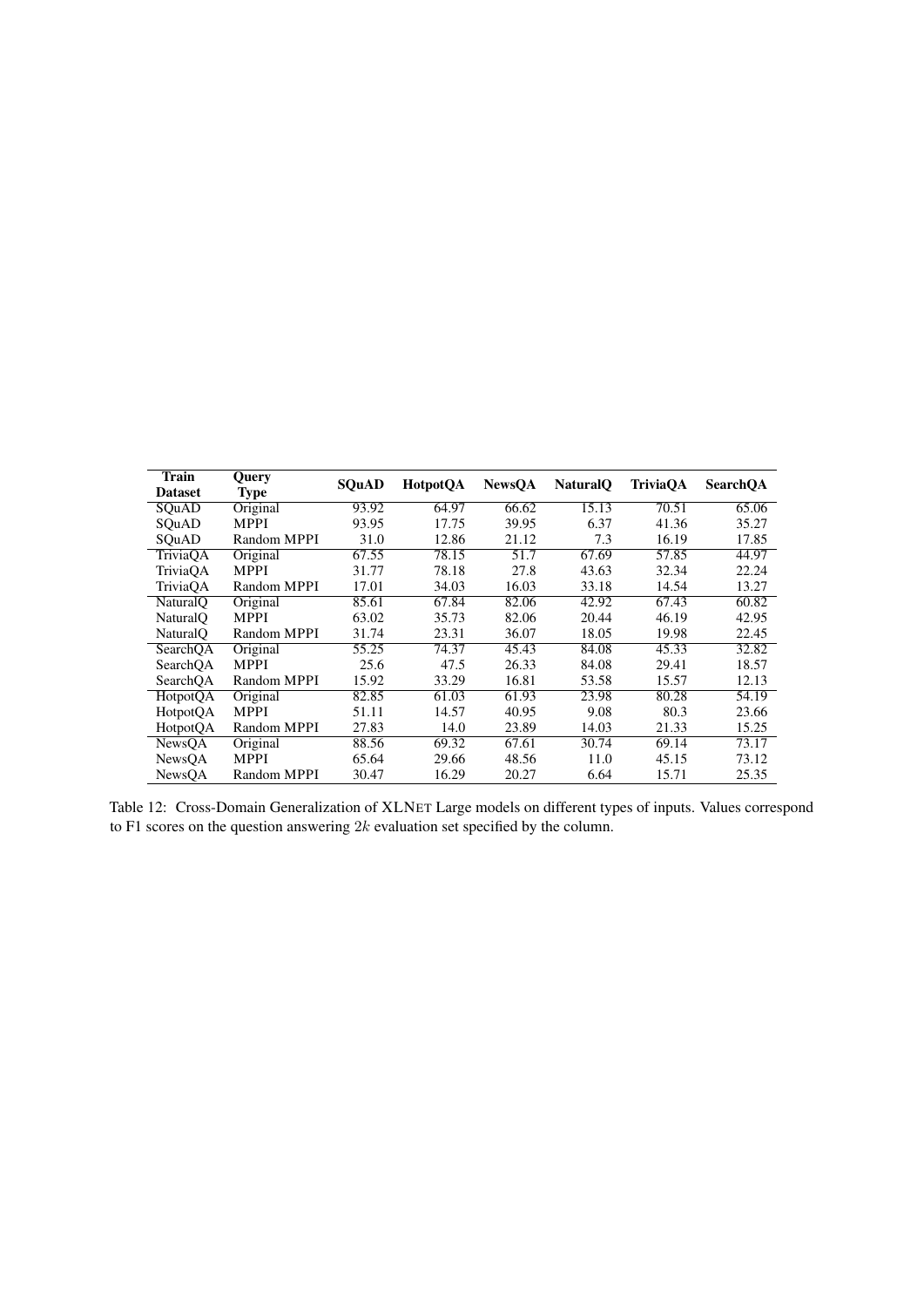| Train Dataset | Query Type | SQuAD | HotpotQA | NewsQA | NaturalQ | TriviaQA | SearchQA |
|---|---|---|---|---|---|---|---|
| SQuAD | Original | 93.92 | 64.97 | 66.62 | 15.13 | 70.51 | 65.06 |
| SQuAD | MPPI | 93.95 | 17.75 | 39.95 | 6.37 | 41.36 | 35.27 |
| SQuAD | Random MPPI | 31.0 | 12.86 | 21.12 | 7.3 | 16.19 | 17.85 |
| TriviaQA | Original | 67.55 | 78.15 | 51.7 | 67.69 | 57.85 | 44.97 |
| TriviaQA | MPPI | 31.77 | 78.18 | 27.8 | 43.63 | 32.34 | 22.24 |
| TriviaQA | Random MPPI | 17.01 | 34.03 | 16.03 | 33.18 | 14.54 | 13.27 |
| NaturalQ | Original | 85.61 | 67.84 | 82.06 | 42.92 | 67.43 | 60.82 |
| NaturalQ | MPPI | 63.02 | 35.73 | 82.06 | 20.44 | 46.19 | 42.95 |
| NaturalQ | Random MPPI | 31.74 | 23.31 | 36.07 | 18.05 | 19.98 | 22.45 |
| SearchQA | Original | 55.25 | 74.37 | 45.43 | 84.08 | 45.33 | 32.82 |
| SearchQA | MPPI | 25.6 | 47.5 | 26.33 | 84.08 | 29.41 | 18.57 |
| SearchQA | Random MPPI | 15.92 | 33.29 | 16.81 | 53.58 | 15.57 | 12.13 |
| HotpotQA | Original | 82.85 | 61.03 | 61.93 | 23.98 | 80.28 | 54.19 |
| HotpotQA | MPPI | 51.11 | 14.57 | 40.95 | 9.08 | 80.3 | 23.66 |
| HotpotQA | Random MPPI | 27.83 | 14.0 | 23.89 | 14.03 | 21.33 | 15.25 |
| NewsQA | Original | 88.56 | 69.32 | 67.61 | 30.74 | 69.14 | 73.17 |
| NewsQA | MPPI | 65.64 | 29.66 | 48.56 | 11.0 | 45.15 | 73.12 |
| NewsQA | Random MPPI | 30.47 | 16.29 | 20.27 | 6.64 | 15.71 | 25.35 |

Table 12: Cross-Domain Generalization of XLNET Large models on different types of inputs. Values correspond to F1 scores on the question answering $2k$ evaluation set specified by the column.